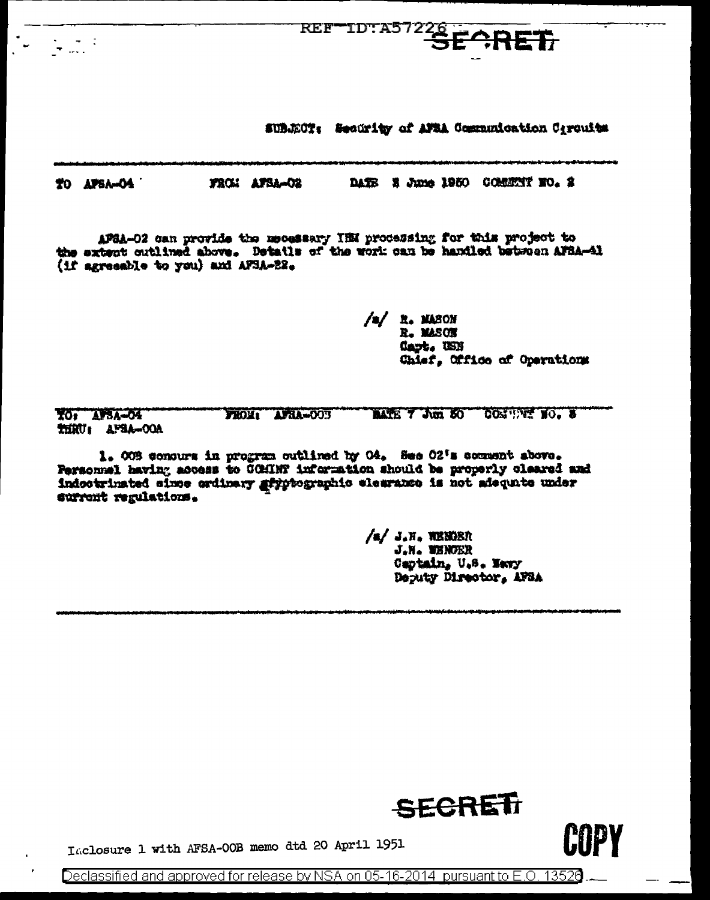REF ID:A57226

SECRET

SUBJECT: Security of AFSA Communication Circuits

TO AFSA-04 FROM: AFSA-02 DATE 8 June 1950 COMMENT NO. 2

AFSA-02 can provide the necessary IBM processing for this project to the extent outlined above. Details of the work can be handled between AFSA-41 (if agreeable to you) and AFSA-22.

/s/ R. MASON
R. MASON
Capt. USN
Chief, Office of Operations

TO: AFSA-04 FROM: AFSA-00B DATE 7 Jun 50 COMMENT NO. 3
THRU: AFSA-00A

1. 00B concurs in program outlined by 04. See 02's comment above. Personnel having access to COMINT information should be properly cleared and indoctrinated since ordinary cryptographic clearance is not adequate under current regulations.

/s/ J.N. WENGER
J.N. WENGER
Captain, U.S. Navy
Deputy Director, AFSA

SECRET

Inclosure 1 with AFSA-00B memo dtd 20 April 1951

COPY

Declassified and approved for release by NSA on 05-16-2014 pursuant to E.O. 13526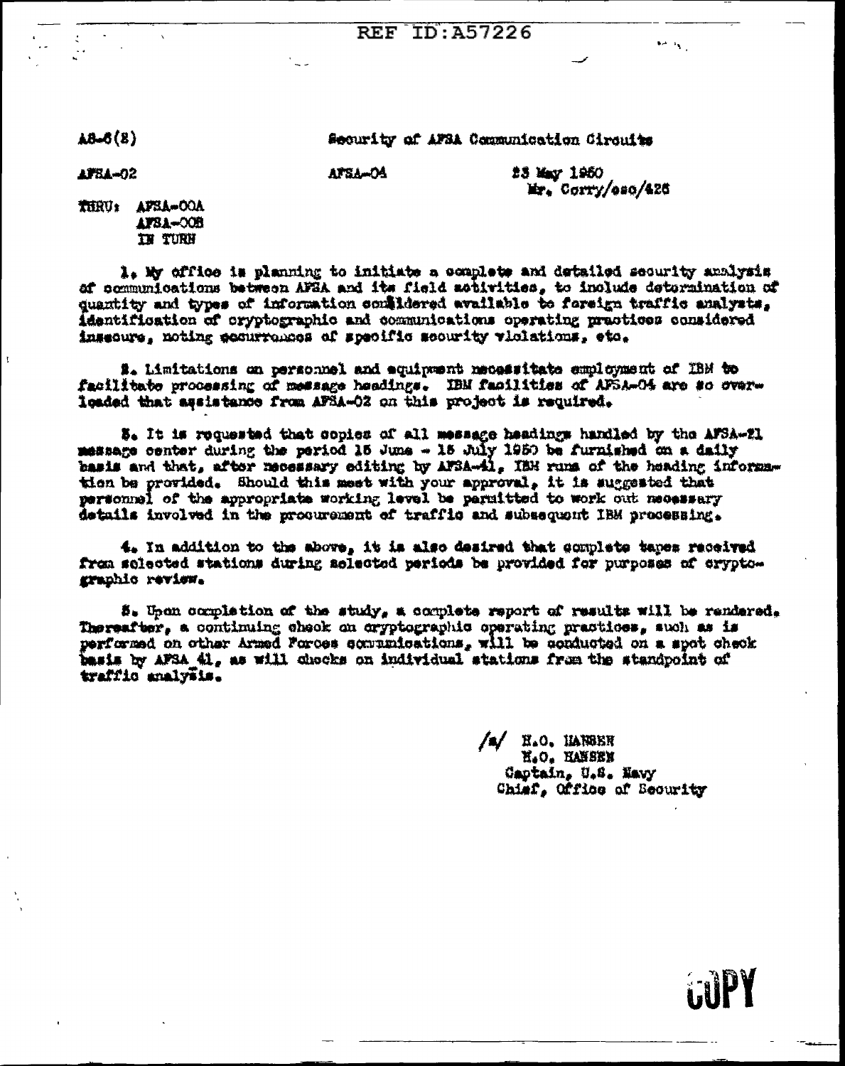REF ID:A57226

AS-6(S) Security of AFSA Communication Circuits

AFSA-02 AFSA-04 23 May 1950
Mr. Corry/aso/426

THRU: AFSA-00A
AFSA-00B
IN TURN

1. My office is planning to initiate a complete and detailed security analysis of communications between AFSA and its field activities, to include determination of quantity and types of information considered available to foreign traffic analysts, identification of cryptographic and communications operating practices considered insecure, noting occurrences of specific security violations, etc.

2. Limitations on personnel and equipment necessitate employment of IBM to facilitate processing of message headings. IBM facilities of AFSA-04 are so overloaded that assistance from AFSA-02 on this project is required.

3. It is requested that copies of all message headings handled by the AFSA-21 message center during the period 15 June - 15 July 1950 be furnished on a daily basis and that, after necessary editing by AFSA-41, IBM runs of the heading information be provided. Should this meet with your approval, it is suggested that personnel of the appropriate working level be permitted to work out necessary details involved in the procurement of traffic and subsequent IBM processing.

4. In addition to the above, it is also desired that complete tapes received from selected stations during selected periods be provided for purposes of cryptographic review.

5. Upon completion of the study, a complete report of results will be rendered. Thereafter, a continuing check on cryptographic operating practices, such as is performed on other Armed Forces communications, will be conducted on a spot check basis by AFSA 41, as will checks on individual stations from the standpoint of traffic analysis.

/s/ H.O. HANSEN
H.O. HANSEN
Captain, U.S. Navy
Chief, Office of Security

COPY